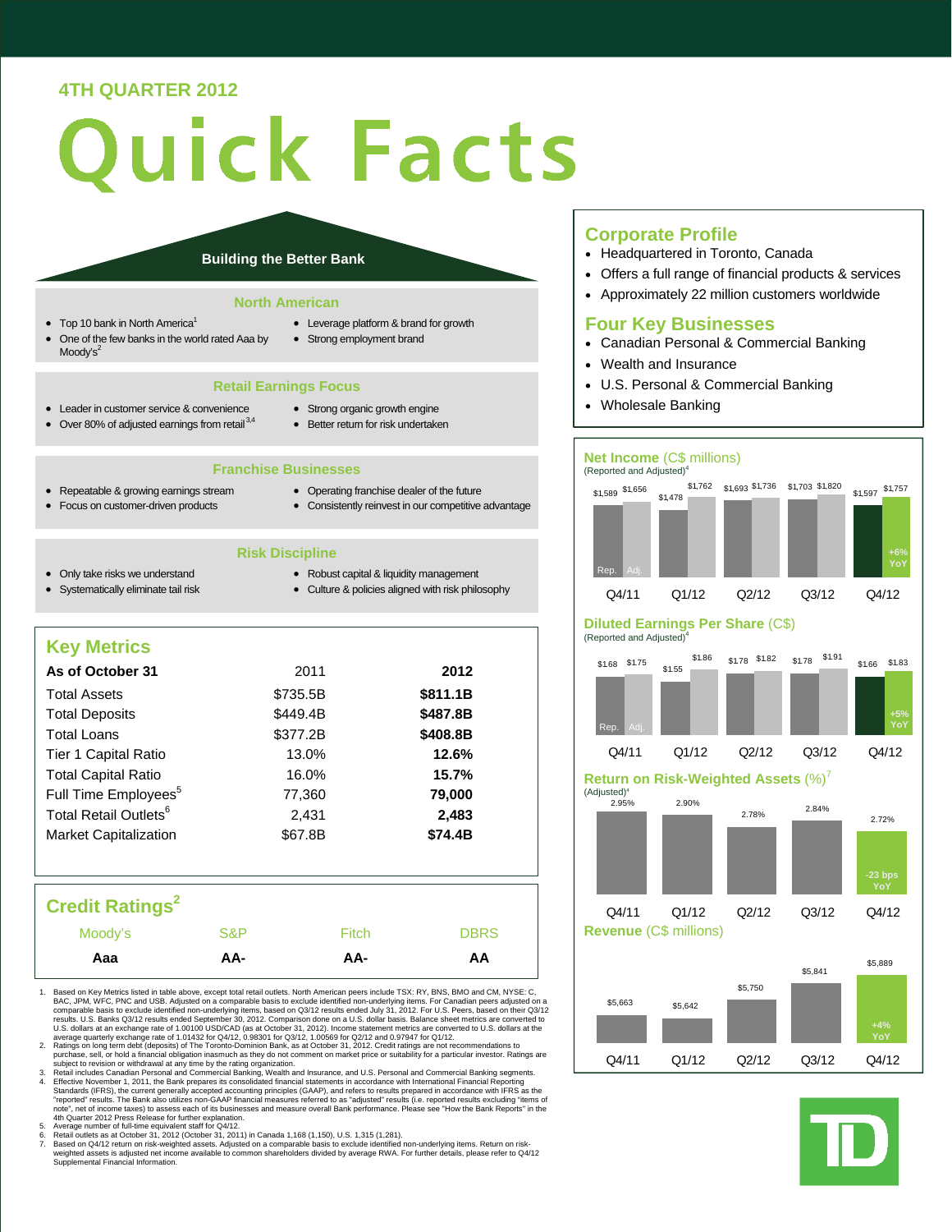# 4TH QUARTER 2012

# Quick Facts

## Building the Better Bank

### North American

- Top 10 bank in North America[1]
- One of the few banks in the world rated Aaa by Moody's[2]
- Leverage platform & brand for growth
- Strong employment brand

### Retail Earnings Focus

- Leader in customer service & convenience
- Over 80% of adjusted earnings from retail[3,4]
- Strong organic growth engine
- Better return for risk undertaken

### Franchise Businesses

- Repeatable & growing earnings stream
- Focus on customer-driven products
- Operating franchise dealer of the future
- Consistently reinvest in our competitive advantage

### Risk Discipline

- Only take risks we understand
- Systematically eliminate tail risk
- Robust capital & liquidity management
- Culture & policies aligned with risk philosophy

## Key Metrics

| As of October 31 | 2011 | 2012 |
|---|---|---|
| Total Assets | $735.5B | **$811.1B** |
| Total Deposits | $449.4B | **$487.8B** |
| Total Loans | $377.2B | **$408.8B** |
| Tier 1 Capital Ratio | 13.0% | **12.6%** |
| Total Capital Ratio | 16.0% | **15.7%** |
| Full Time Employees[5] | 77,360 | **79,000** |
| Total Retail Outlets[6] | 2,431 | **2,483** |
| Market Capitalization | $67.8B | **$74.4B** |

## Credit Ratings[2]

| Moody's | S&P | Fitch | DBRS |
|---|---|---|---|
| **Aaa** | **AA-** | **AA-** | **AA** |

## Corporate Profile

- Headquartered in Toronto, Canada
- Offers a full range of financial products & services
- Approximately 22 million customers worldwide

## Four Key Businesses

- Canadian Personal & Commercial Banking
- Wealth and Insurance
- U.S. Personal & Commercial Banking
- Wholesale Banking

## Net Income (C$ millions)

(Reported and Adjusted)[4]

| | Q4/11 | Q1/12 | Q2/12 | Q3/12 | Q4/12 |
|---|---|---|---|---|---|
| Rep. | $1,589 | $1,478 | $1,693 | $1,703 | $1,597 |
| Adj. | $1,656 | $1,762 | $1,736 | $1,820 | $1,757 (+6% YoY) |

## Diluted Earnings Per Share (C$)

(Reported and Adjusted)[4]

| | Q4/11 | Q1/12 | Q2/12 | Q3/12 | Q4/12 |
|---|---|---|---|---|---|
| Rep. | $1.68 | $1.55 | $1.78 | $1.78 | $1.66 |
| Adj. | $1.75 | $1.86 | $1.82 | $1.91 | $1.83 (+5% YoY) |

## Return on Risk-Weighted Assets (%)[7]

(Adjusted)[4]

| Q4/11 | Q1/12 | Q2/12 | Q3/12 | Q4/12 |
|---|---|---|---|---|
| 2.95% | 2.90% | 2.78% | 2.84% | 2.72% (-23 bps YoY) |

## Revenue (C$ millions)

| Q4/11 | Q1/12 | Q2/12 | Q3/12 | Q4/12 |
|---|---|---|---|---|
| $5,663 | $5,642 | $5,750 | $5,841 | $5,889 (+4% YoY) |

1. Based on Key Metrics listed in table above, except total retail outlets. North American peers include TSX: RY, BNS, BMO and CM, NYSE: C, BAC, JPM, WFC, PNC and USB. Adjusted on a comparable basis to exclude identified non-underlying items. For Canadian peers adjusted on a comparable basis to exclude identified non-underlying items, based on Q3/12 results ended July 31, 2012. For U.S. Peers, based on their Q2/12 results. U.S. Banks Q3/12 results ended September 30, 2012. Comparison done on a U.S. dollar basis. Balance sheet metrics are converted to U.S. dollars at an exchange rate of 1.00100 USD/CAD (as at October 31, 2012). Income statement metrics are converted to U.S. dollars at the average quarterly exchange rate of 1.01432 for Q4/12, 0.98301 for Q3/12, 1.00569 for Q2/12 and 0.97947 for Q1/12.
2. Ratings on long term debt (deposits) of The Toronto-Dominion Bank, as at October 31, 2012. Credit ratings are not recommendations to purchase, sell, or hold a financial obligation inasmuch as they do not comment on market price or suitability for a particular investor. Ratings are subject to revision or withdrawal at any time by the rating organization.
3. Retail includes Canadian Personal and Commercial Banking, Wealth and Insurance, and U.S. Personal and Commercial Banking segments.
4. Effective November 1, 2011, the Bank prepares its consolidated financial statements in accordance with International Financial Reporting Standards (IFRS), the current generally accepted accounting principles (GAAP), and refers to results prepared in accordance with IFRS as the "reported" results. The Bank also utilizes non-GAAP financial measures referred to as "adjusted" results (i.e. reported results excluding "items of note", net of income taxes) to assess each of its businesses and measure overall Bank performance. Please see "How the Bank Reports" in the 4th Quarter 2012 Press Release for further explanation.
5. Average number of full-time equivalent staff for Q4/12.
6. Retail outlets as at October 31, 2012 (October 31, 2011) in Canada 1,168 (1,150), U.S. 1,315 (1,281).
7. Based on Q4/12 return on risk-weighted assets. Adjusted on a comparable basis to exclude identified non-underlying items. Return on risk-weighted assets is adjusted net income available to common shareholders divided by average RWA. For further details, please refer to Q4/12 Supplemental Financial Information.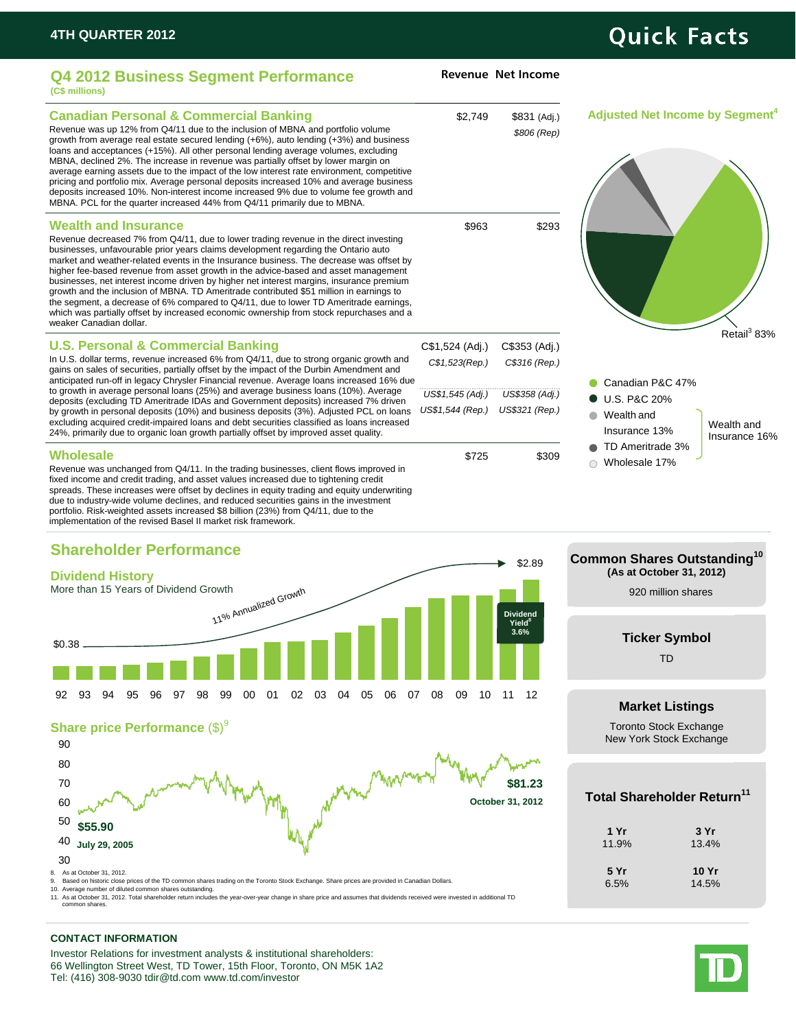## 4TH QUARTER 2012

# Quick Facts

## Q4 2012 Business Segment Performance
(C$ millions)

| | Revenue | Net Income |
|---|---|---|
| **Canadian Personal & Commercial Banking** | $2,749 | $831 (Adj.) *$806 (Rep)* |
| **Wealth and Insurance** | $963 | $293 |
| **U.S. Personal & Commercial Banking** | C$1,524 (Adj.) *C$1,523(Rep.)* *US$1,545 (Adj.)* *US$1,544 (Rep.)* | C$353 (Adj.) *C$316 (Rep.)* *US$358 (Adj.)* *US$321 (Rep.)* |
| **Wholesale** | $725 | $309 |

### Canadian Personal & Commercial Banking

Revenue was up 12% from Q4/11 due to the inclusion of MBNA and portfolio volume growth from average real estate secured lending (+6%), auto lending (+3%) and business loans and acceptances (+15%). All other personal lending average volumes, excluding MBNA, declined 2%. The increase in revenue was partially offset by lower margin on average earning assets due to the impact of the low interest rate environment, competitive pricing and portfolio mix. Average personal deposits increased 10% and average business deposits increased 10%. Non-interest income increased 9% due to volume fee growth and MBNA. PCL for the quarter increased 44% from Q4/11 primarily due to MBNA.

### Wealth and Insurance

Revenue decreased 7% from Q4/11, due to lower trading revenue in the direct investing businesses, unfavourable prior years claims development regarding the Ontario auto market and weather-related events in the Insurance business. The decrease was offset by higher fee-based revenue from asset growth in the advice-based and asset management businesses, net interest income driven by higher net interest margins, insurance premium growth and the inclusion of MBNA. TD Ameritrade contributed $51 million in earnings to the segment, a decrease of 6% compared to Q4/11, due to lower TD Ameritrade earnings, which was partially offset by increased economic ownership from stock repurchases and a weaker Canadian dollar.

### U.S. Personal & Commercial Banking

In U.S. dollar terms, revenue increased 6% from Q4/11, due to strong organic growth and gains on sales of securities, partially offset by the impact of the Durbin Amendment and anticipated run-off in legacy Chrysler Financial revenue. Average loans increased 16% due to growth in average personal loans (25%) and average business loans (10%). Average deposits (excluding TD Ameritrade IDAs and Government deposits) increased 7% driven by growth in personal deposits (10%) and business deposits (3%). Adjusted PCL on loans excluding acquired credit-impaired loans and debt securities classified as loans increased 24%, primarily due to organic loan growth partially offset by improved asset quality.

### Wholesale

Revenue was unchanged from Q4/11. In the trading businesses, client flows improved in fixed income and credit trading, and asset values increased due to tightening credit spreads. These increases were offset by declines in equity trading and equity underwriting due to industry-wide volume declines, and reduced securities gains in the investment portfolio. Risk-weighted assets increased $8 billion (23%) from Q4/11, due to the implementation of the revised Basel II market risk framework.

### Adjusted Net Income by Segment[4]

Retail[3] 83%

- Canadian P&C 47%
- U.S. P&C 20%
- Wealth and Insurance 13%
- TD Ameritrade 3%
- Wholesale 17%

Wealth and Insurance 16%

## Shareholder Performance

### Dividend History

More than 15 Years of Dividend Growth

$0.38
11% Annualized Growth
$2.89
Dividend Yield[8] 3.6%

92 93 94 95 96 97 98 99 00 01 02 03 04 05 06 07 08 09 10 11 12

### Share price Performance ($)[9]

90
80
70
60
50
40
30

$55.90
July 29, 2005

$81.23
October 31, 2012

### Common Shares Outstanding[10]
**(As at October 31, 2012)**

920 million shares

### Ticker Symbol

TD

### Market Listings

Toronto Stock Exchange
New York Stock Exchange

### Total Shareholder Return[11]

| 1 Yr | 3 Yr |
|---|---|
| 11.9% | 13.4% |
| **5 Yr** | **10 Yr** |
| 6.5% | 14.5% |

8. As at October 31, 2012.
9. Based on historic close prices of the TD common shares trading on the Toronto Stock Exchange. Share prices are provided in Canadian Dollars.
10. Average number of diluted common shares outstanding.
11. As at October 31, 2012. Total shareholder return includes the year-over-year change in share price and assumes that dividends received were invested in additional TD common shares.

**CONTACT INFORMATION**

Investor Relations for investment analysts & institutional shareholders:
66 Wellington Street West, TD Tower, 15th Floor, Toronto, ON M5K 1A2
Tel: (416) 308-9030 tdir@td.com www.td.com/investor